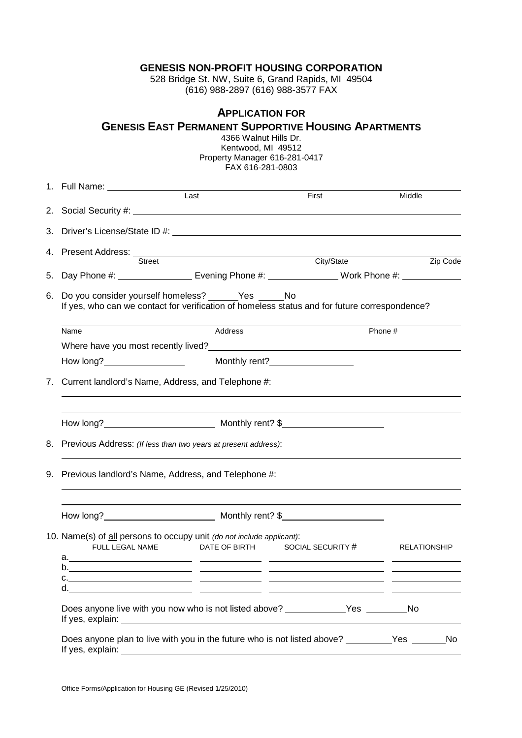**GENESIS NON-PROFIT HOUSING CORPORATION**
528 Bridge St. NW, Suite 6, Grand Rapids, MI 49504
(616) 988-2897 (616) 988-3577 FAX

## APPLICATION FOR GENESIS EAST PERMANENT SUPPORTIVE HOUSING APARTMENTS

4366 Walnut Hills Dr.
Kentwood, MI 49512
Property Manager 616-281-0417
FAX 616-281-0803

1. Full Name: ______________________________________________
   Last                    First                    Middle
2. Social Security #: ______________________________________________
3. Driver's License/State ID #: ______________________________________________
4. Present Address: ______________________________________________
   Street                    City/State                    Zip Code
5. Day Phone #: ______________ Evening Phone #: ______________ Work Phone #: ______________
6. Do you consider yourself homeless? ______Yes ______No
   If yes, who can we contact for verification of homeless status and for future correspondence?

   ______________________________________________
   Name                    Address                    Phone #

   Where have you most recently lived? ______________________________________________

   How long? ______________ Monthly rent? ______________
7. Current landlord's Name, Address, and Telephone #:

   ______________________________________________

   ______________________________________________

   How long? ______________ Monthly rent? $______________
8. Previous Address: *(If less than two years at present address)*:

   ______________________________________________
9. Previous landlord's Name, Address, and Telephone #:

   ______________________________________________

   ______________________________________________

   How long? ______________ Monthly rent? $______________
10. Name(s) of <u>all</u> persons to occupy unit *(do not include applicant)*:

| | FULL LEGAL NAME | DATE OF BIRTH | SOCIAL SECURITY # | RELATIONSHIP |
|---|---|---|---|---|
| a. | | | | |
| b. | | | | |
| c. | | | | |
| d. | | | | |

Does anyone live with you now who is not listed above? ______________Yes ______________No
If yes, explain: ______________________________________________

Does anyone plan to live with you in the future who is not listed above? __________Yes ________No
If yes, explain: ______________________________________________

Office Forms/Application for Housing GE (Revised 1/25/2010)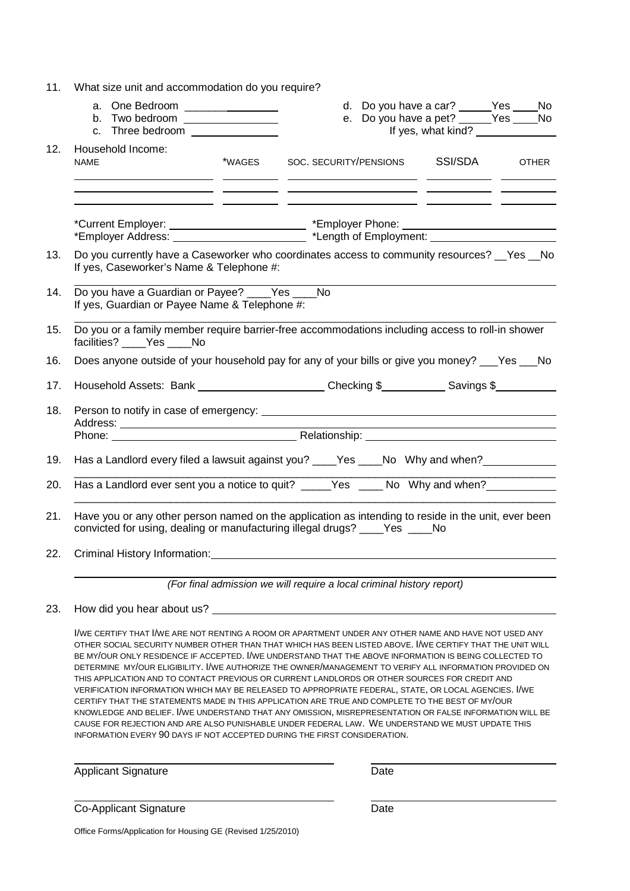11. What size unit and accommodation do you require?

    a. One Bedroom ________________
    b. Two bedroom ________________
    c. Three bedroom ________________
    d. Do you have a car? _____Yes ____No
    e. Do you have a pet? _____Yes ____No
       If yes, what kind? ____________

12. Household Income:

| NAME | *WAGES | SOC. SECURITY/PENSIONS | SSI/SDA | OTHER |
|---|---|---|---|---|
| | | | | |
| | | | | |
| | | | | |

*Current Employer: ______________________ *Employer Phone: ______________________
*Employer Address: ______________________ *Length of Employment: ______________________

13. Do you currently have a Caseworker who coordinates access to community resources? __Yes __No
    If yes, Caseworker's Name & Telephone #:

    ______________________________________________

14. Do you have a Guardian or Payee? ____Yes ____No
    If yes, Guardian or Payee Name & Telephone #:

    ______________________________________________

15. Do you or a family member require barrier-free accommodations including access to roll-in shower facilities? ____Yes ____No

16. Does anyone outside of your household pay for any of your bills or give you money? ___Yes ___No

17. Household Assets: Bank ____________________ Checking $__________ Savings $__________

18. Person to notify in case of emergency: ______________________________________________
    Address: ______________________________________________
    Phone: ____________________________ Relationship: ____________________________

19. Has a Landlord every filed a lawsuit against you? ____Yes ____No Why and when?____________

    ______________________________________________

20. Has a Landlord ever sent you a notice to quit? _____Yes ____ No Why and when?___________

    ______________________________________________

21. Have you or any other person named on the application as intending to reside in the unit, ever been convicted for using, dealing or manufacturing illegal drugs? ____Yes ____No

22. Criminal History Information:______________________________________________

    ______________________________________________

    *(For final admission we will require a local criminal history report)*

23. How did you hear about us? ______________________________________________

I/WE CERTIFY THAT I/WE ARE NOT RENTING A ROOM OR APARTMENT UNDER ANY OTHER NAME AND HAVE NOT USED ANY OTHER SOCIAL SECURITY NUMBER OTHER THAN THAT WHICH HAS BEEN LISTED ABOVE. I/WE CERTIFY THAT THE UNIT WILL BE MY/OUR ONLY RESIDENCE IF ACCEPTED. I/WE UNDERSTAND THAT THE ABOVE INFORMATION IS BEING COLLECTED TO DETERMINE MY/OUR ELIGIBILITY. I/WE AUTHORIZE THE OWNER/MANAGEMENT TO VERIFY ALL INFORMATION PROVIDED ON THIS APPLICATION AND TO CONTACT PREVIOUS OR CURRENT LANDLORDS OR OTHER SOURCES FOR CREDIT AND VERIFICATION INFORMATION WHICH MAY BE RELEASED TO APPROPRIATE FEDERAL, STATE, OR LOCAL AGENCIES. I/WE CERTIFY THAT THE STATEMENTS MADE IN THIS APPLICATION ARE TRUE AND COMPLETE TO THE BEST OF MY/OUR KNOWLEDGE AND BELIEF. I/WE UNDERSTAND THAT ANY OMISSION, MISREPRESENTATION OR FALSE INFORMATION WILL BE CAUSE FOR REJECTION AND ARE ALSO PUNISHABLE UNDER FEDERAL LAW. WE UNDERSTAND WE MUST UPDATE THIS INFORMATION EVERY 90 DAYS IF NOT ACCEPTED DURING THE FIRST CONSIDERATION.

______________________________ ______________________
Applicant Signature Date

______________________________ ______________________
Co-Applicant Signature Date

Office Forms/Application for Housing GE (Revised 1/25/2010)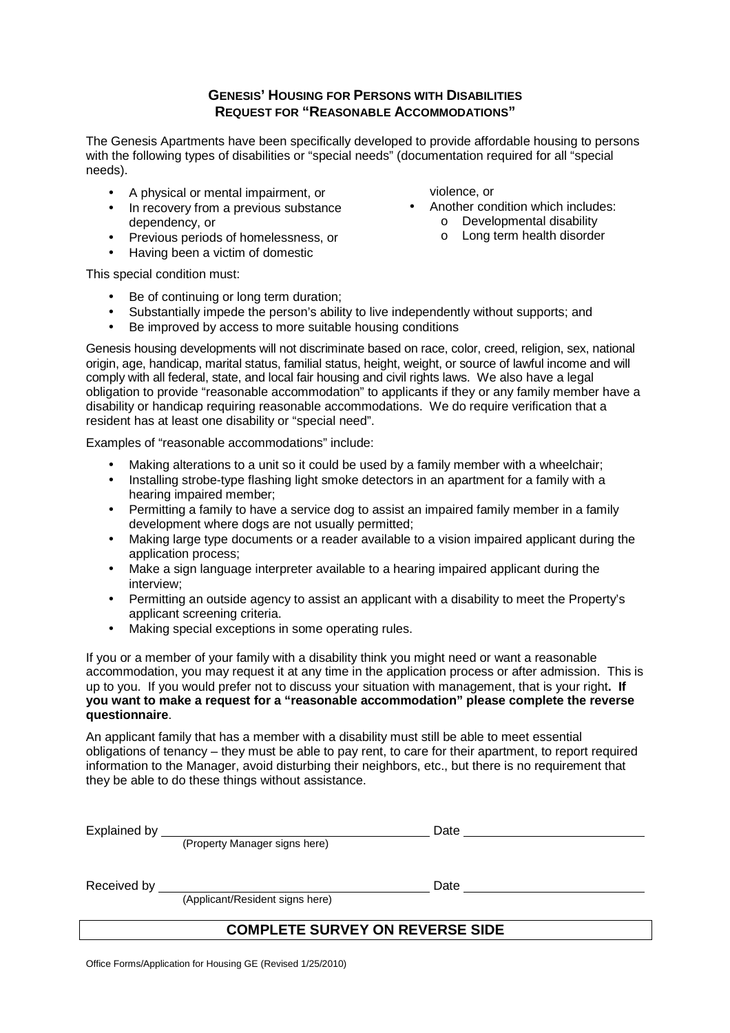## GENESIS' HOUSING FOR PERSONS WITH DISABILITIES
## REQUEST FOR "REASONABLE ACCOMMODATIONS"

The Genesis Apartments have been specifically developed to provide affordable housing to persons with the following types of disabilities or "special needs" (documentation required for all "special needs).

- A physical or mental impairment, or
- In recovery from a previous substance dependency, or
- Previous periods of homelessness, or
- Having been a victim of domestic violence, or
- Another condition which includes:
  - Developmental disability
  - Long term health disorder

This special condition must:

- Be of continuing or long term duration;
- Substantially impede the person's ability to live independently without supports; and
- Be improved by access to more suitable housing conditions

Genesis housing developments will not discriminate based on race, color, creed, religion, sex, national origin, age, handicap, marital status, familial status, height, weight, or source of lawful income and will comply with all federal, state, and local fair housing and civil rights laws. We also have a legal obligation to provide "reasonable accommodation" to applicants if they or any family member have a disability or handicap requiring reasonable accommodations. We do require verification that a resident has at least one disability or "special need".

Examples of "reasonable accommodations" include:

- Making alterations to a unit so it could be used by a family member with a wheelchair;
- Installing strobe-type flashing light smoke detectors in an apartment for a family with a hearing impaired member;
- Permitting a family to have a service dog to assist an impaired family member in a family development where dogs are not usually permitted;
- Making large type documents or a reader available to a vision impaired applicant during the application process;
- Make a sign language interpreter available to a hearing impaired applicant during the interview;
- Permitting an outside agency to assist an applicant with a disability to meet the Property's applicant screening criteria.
- Making special exceptions in some operating rules.

If you or a member of your family with a disability think you might need or want a reasonable accommodation, you may request it at any time in the application process or after admission. This is up to you. If you would prefer not to discuss your situation with management, that is your right**. If you want to make a request for a "reasonable accommodation" please complete the reverse questionnaire**.

An applicant family that has a member with a disability must still be able to meet essential obligations of tenancy – they must be able to pay rent, to care for their apartment, to report required information to the Manager, avoid disturbing their neighbors, etc., but there is no requirement that they be able to do these things without assistance.

Explained by ______________________________ Date ____________________
(Property Manager signs here)

Received by ______________________________ Date ____________________
(Applicant/Resident signs here)

**COMPLETE SURVEY ON REVERSE SIDE**

Office Forms/Application for Housing GE (Revised 1/25/2010)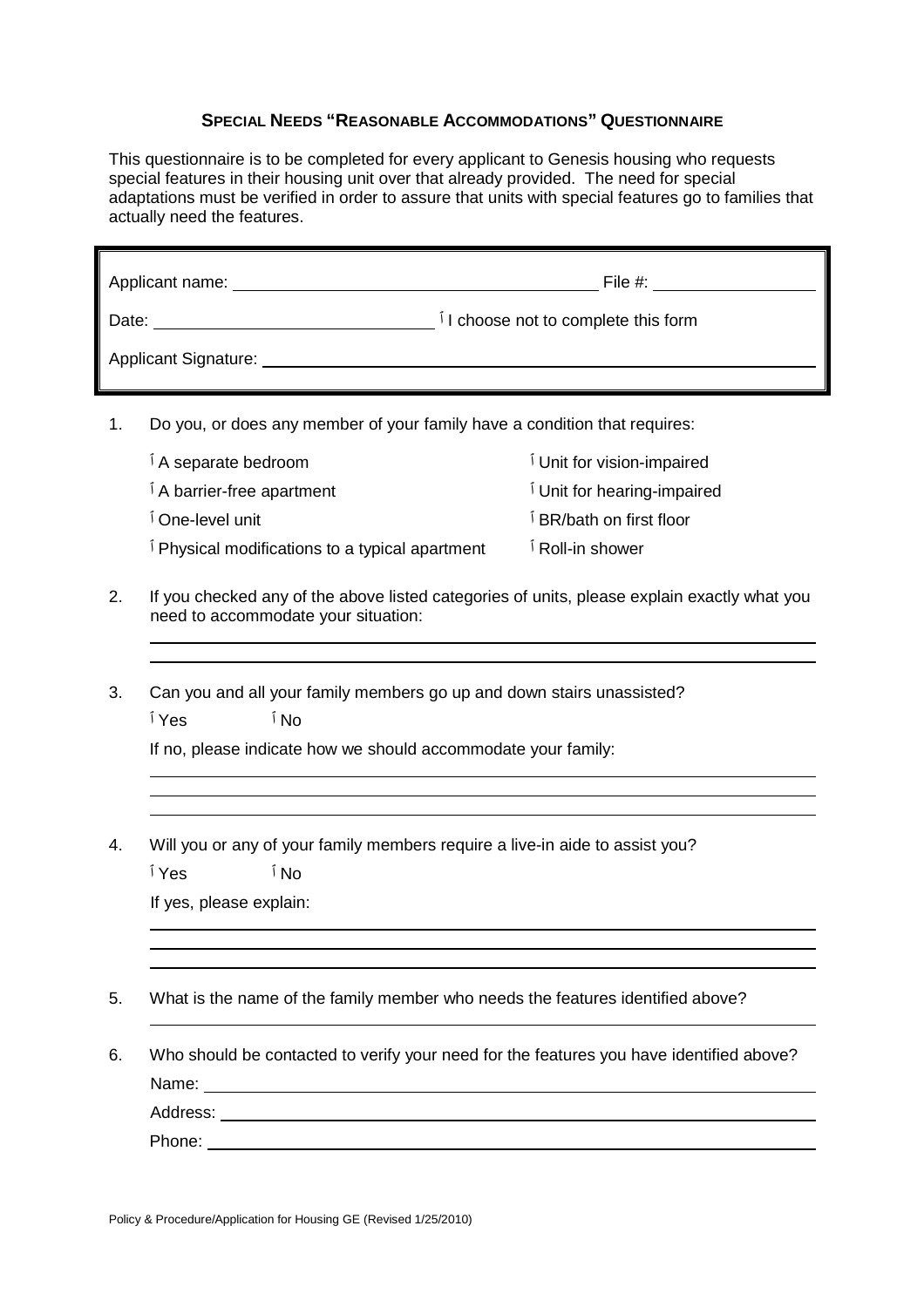## SPECIAL NEEDS "REASONABLE ACCOMMODATIONS" QUESTIONNAIRE

This questionnaire is to be completed for every applicant to Genesis housing who requests special features in their housing unit over that already provided. The need for special adaptations must be verified in order to assure that units with special features go to families that actually need the features.

Applicant name: ______________________________ File #: ______________

Date: ______________________ ☐ I choose not to complete this form

Applicant Signature: ______________________________________________

1. Do you, or does any member of your family have a condition that requires:

   - ☐ A separate bedroom
   - ☐ A barrier-free apartment
   - ☐ One-level unit
   - ☐ Physical modifications to a typical apartment
   - ☐ Unit for vision-impaired
   - ☐ Unit for hearing-impaired
   - ☐ BR/bath on first floor
   - ☐ Roll-in shower

2. If you checked any of the above listed categories of units, please explain exactly what you need to accommodate your situation:

   ______________________________________________________________

   ______________________________________________________________

3. Can you and all your family members go up and down stairs unassisted?

   ☐ Yes ☐ No

   If no, please indicate how we should accommodate your family:

   ______________________________________________________________

   ______________________________________________________________

   ______________________________________________________________

4. Will you or any of your family members require a live-in aide to assist you?

   ☐ Yes ☐ No

   If yes, please explain:

   ______________________________________________________________

   ______________________________________________________________

   ______________________________________________________________

5. What is the name of the family member who needs the features identified above?

   ______________________________________________________________

6. Who should be contacted to verify your need for the features you have identified above?

   Name: ______________________________________________________

   Address: ____________________________________________________

   Phone: ______________________________________________________

Policy & Procedure/Application for Housing GE (Revised 1/25/2010)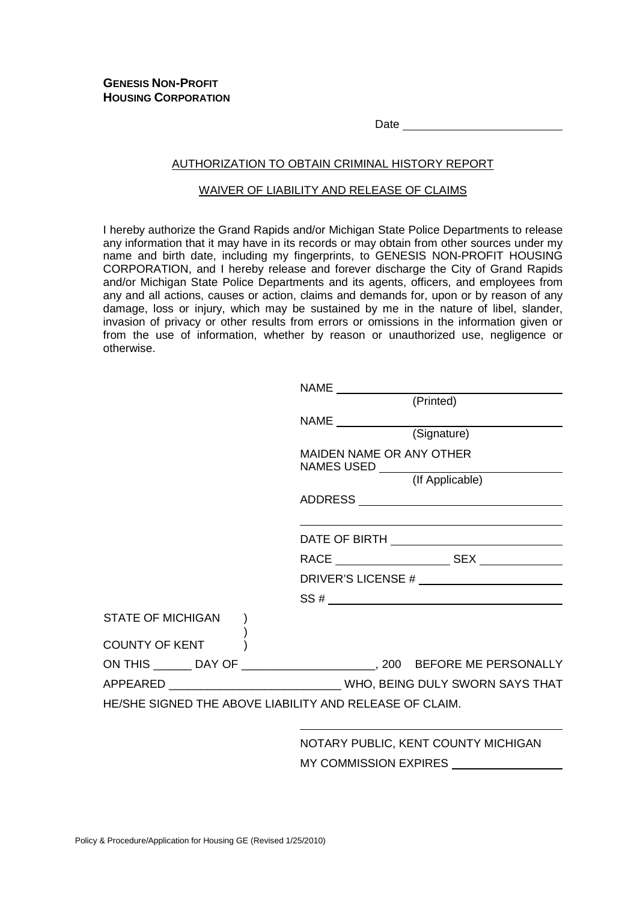**GENESIS NON-PROFIT HOUSING CORPORATION**

Date ________________________

AUTHORIZATION TO OBTAIN CRIMINAL HISTORY REPORT

WAIVER OF LIABILITY AND RELEASE OF CLAIMS

I hereby authorize the Grand Rapids and/or Michigan State Police Departments to release any information that it may have in its records or may obtain from other sources under my name and birth date, including my fingerprints, to GENESIS NON-PROFIT HOUSING CORPORATION, and I hereby release and forever discharge the City of Grand Rapids and/or Michigan State Police Departments and its agents, officers, and employees from any and all actions, causes or action, claims and demands for, upon or by reason of any damage, loss or injury, which may be sustained by me in the nature of libel, slander, invasion of privacy or other results from errors or omissions in the information given or from the use of information, whether by reason or unauthorized use, negligence or otherwise.

NAME ____________________________________
(Printed)

NAME ____________________________________
(Signature)

MAIDEN NAME OR ANY OTHER NAMES USED ____________________________
(If Applicable)

ADDRESS ____________________________________

____________________________________________

DATE OF BIRTH ______________________________

RACE ____________________ SEX ______________

DRIVER'S LICENSE # __________________________

SS # _______________________________________

STATE OF MICHIGAN )
)
COUNTY OF KENT )

ON THIS ______ DAY OF ____________________, 200 BEFORE ME PERSONALLY APPEARED __________________________ WHO, BEING DULY SWORN SAYS THAT HE/SHE SIGNED THE ABOVE LIABILITY AND RELEASE OF CLAIM.

____________________________________________
NOTARY PUBLIC, KENT COUNTY MICHIGAN

MY COMMISSION EXPIRES __________________

Policy & Procedure/Application for Housing GE (Revised 1/25/2010)